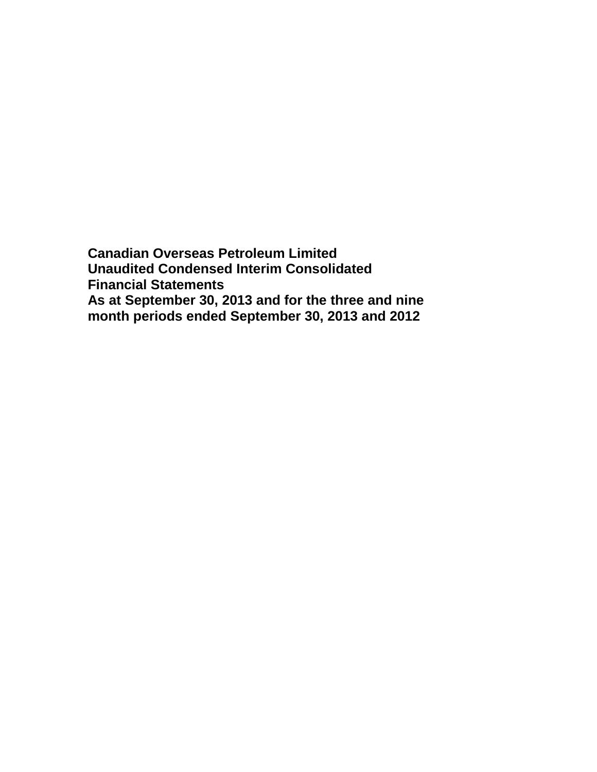**Canadian Overseas Petroleum Limited**
**Unaudited Condensed Interim Consolidated Financial Statements**
**As at September 30, 2013 and for the three and nine month periods ended September 30, 2013 and 2012**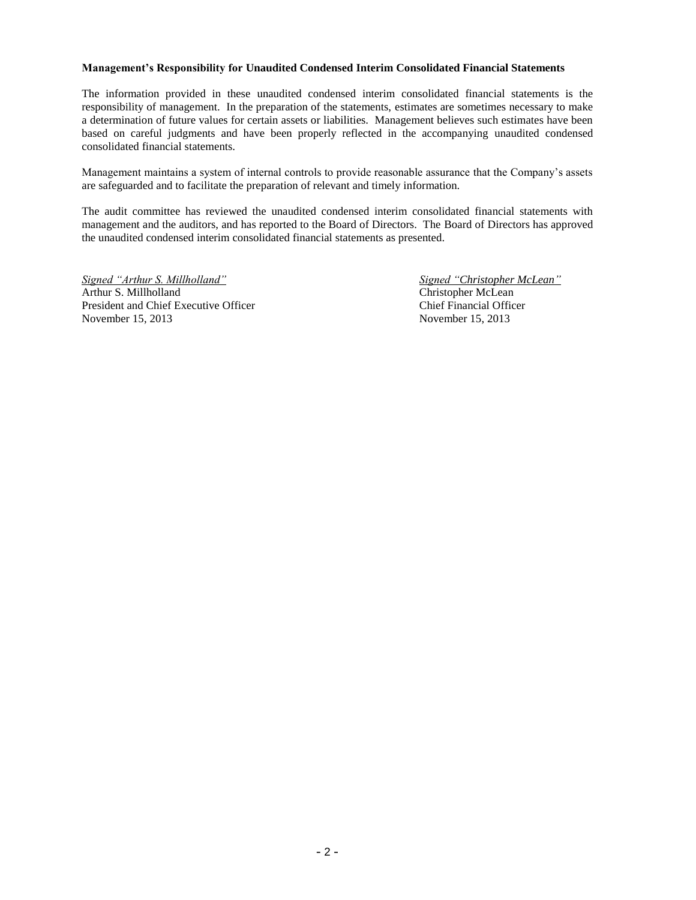**Management's Responsibility for Unaudited Condensed Interim Consolidated Financial Statements**

The information provided in these unaudited condensed interim consolidated financial statements is the responsibility of management. In the preparation of the statements, estimates are sometimes necessary to make a determination of future values for certain assets or liabilities. Management believes such estimates have been based on careful judgments and have been properly reflected in the accompanying unaudited condensed consolidated financial statements.

Management maintains a system of internal controls to provide reasonable assurance that the Company's assets are safeguarded and to facilitate the preparation of relevant and timely information.

The audit committee has reviewed the unaudited condensed interim consolidated financial statements with management and the auditors, and has reported to the Board of Directors. The Board of Directors has approved the unaudited condensed interim consolidated financial statements as presented.

*Signed "Arthur S. Millholland"*
Arthur S. Millholland
President and Chief Executive Officer
November 15, 2013

*Signed "Christopher McLean"*
Christopher McLean
Chief Financial Officer
November 15, 2013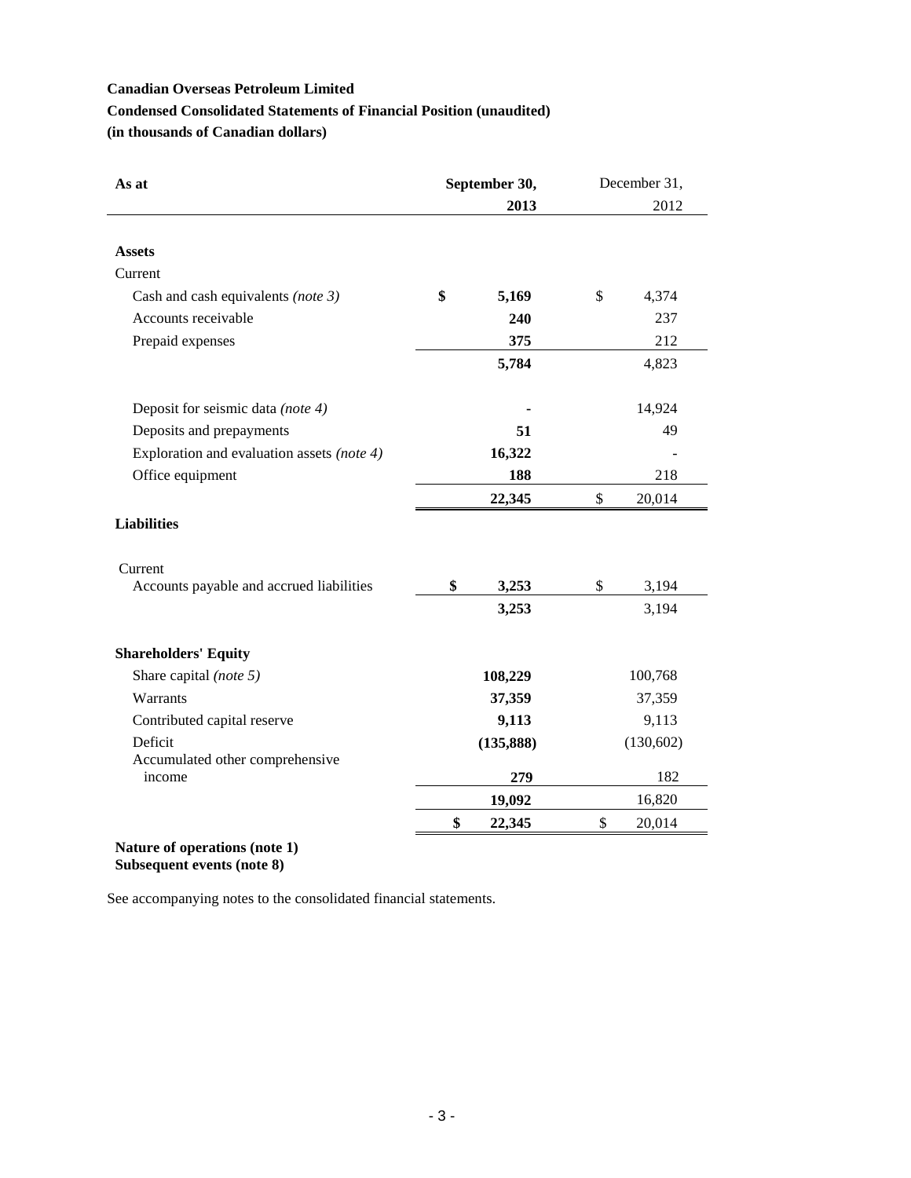**Canadian Overseas Petroleum Limited**

**Condensed Consolidated Statements of Financial Position (unaudited)**

**(in thousands of Canadian dollars)**

| As at | September 30, 2013 | December 31, 2012 |
|---|---|---|
| **Assets** | | |
| Current | | |
| Cash and cash equivalents *(note 3)* | **$ 5,169** | $ 4,374 |
| Accounts receivable | **240** | 237 |
| Prepaid expenses | **375** | 212 |
| | **5,784** | 4,823 |
| Deposit for seismic data *(note 4)* | **-** | 14,924 |
| Deposits and prepayments | **51** | 49 |
| Exploration and evaluation assets *(note 4)* | **16,322** | - |
| Office equipment | **188** | 218 |
| | **22,345** | $ 20,014 |
| **Liabilities** | | |
| Current | | |
| Accounts payable and accrued liabilities | **$ 3,253** | $ 3,194 |
| | **3,253** | 3,194 |
| **Shareholders' Equity** | | |
| Share capital *(note 5)* | **108,229** | 100,768 |
| Warrants | **37,359** | 37,359 |
| Contributed capital reserve | **9,113** | 9,113 |
| Deficit | **(135,888)** | (130,602) |
| Accumulated other comprehensive income | **279** | 182 |
| | **19,092** | 16,820 |
| | **$ 22,345** | $ 20,014 |

**Nature of operations (note 1)**
**Subsequent events (note 8)**

See accompanying notes to the consolidated financial statements.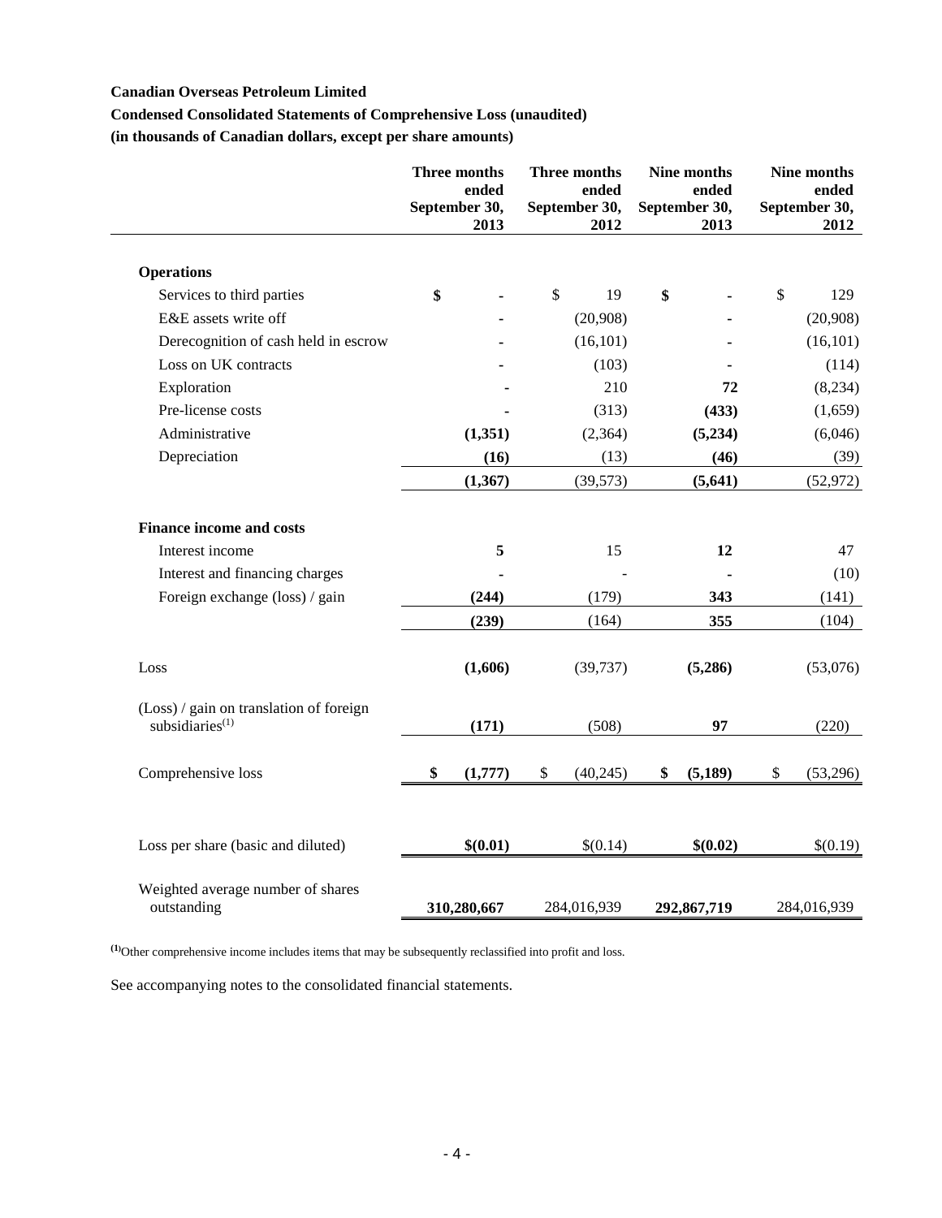**Canadian Overseas Petroleum Limited**

**Condensed Consolidated Statements of Comprehensive Loss (unaudited)**

**(in thousands of Canadian dollars, except per share amounts)**

| | **Three months ended September 30, 2013** | **Three months ended September 30, 2012** | **Nine months ended September 30, 2013** | **Nine months ended September 30, 2012** |
|---|---|---|---|---|
| **Operations** | | | | |
| Services to third parties | **$ -** | $ 19 | **$ -** | $ 129 |
| E&E assets write off | **-** | (20,908) | **-** | (20,908) |
| Derecognition of cash held in escrow | **-** | (16,101) | **-** | (16,101) |
| Loss on UK contracts | **-** | (103) | **-** | (114) |
| Exploration | **-** | 210 | **72** | (8,234) |
| Pre-license costs | **-** | (313) | **(433)** | (1,659) |
| Administrative | **(1,351)** | (2,364) | **(5,234)** | (6,046) |
| Depreciation | **(16)** | (13) | **(46)** | (39) |
| | **(1,367)** | (39,573) | **(5,641)** | (52,972) |
| **Finance income and costs** | | | | |
| Interest income | **5** | 15 | **12** | 47 |
| Interest and financing charges | **-** | - | **-** | (10) |
| Foreign exchange (loss) / gain | **(244)** | (179) | **343** | (141) |
| | **(239)** | (164) | **355** | (104) |
| Loss | **(1,606)** | (39,737) | **(5,286)** | (53,076) |
| (Loss) / gain on translation of foreign subsidiaries[(1)] | **(171)** | (508) | **97** | (220) |
| Comprehensive loss | **$ (1,777)** | $ (40,245) | **$ (5,189)** | $ (53,296) |
| Loss per share (basic and diluted) | **$(0.01)** | $(0.14) | **$(0.02)** | $(0.19) |
| Weighted average number of shares outstanding | **310,280,667** | 284,016,939 | **292,867,719** | 284,016,939 |

[(1)]Other comprehensive income includes items that may be subsequently reclassified into profit and loss.

See accompanying notes to the consolidated financial statements.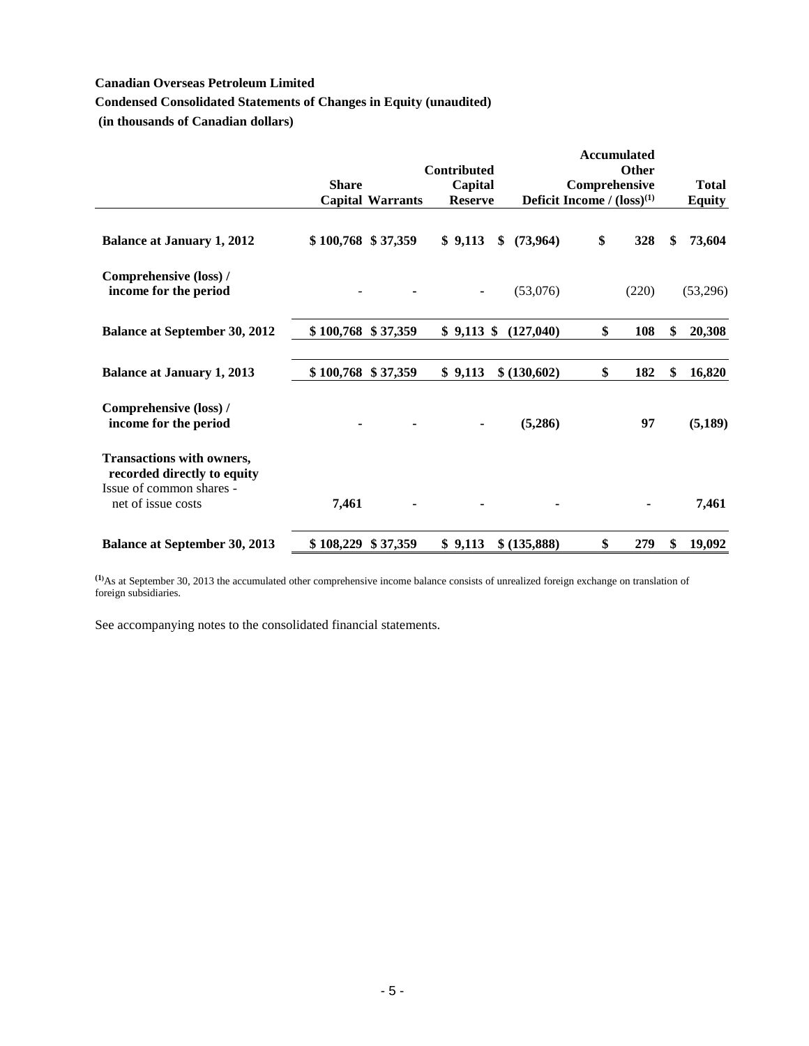**Canadian Overseas Petroleum Limited**

**Condensed Consolidated Statements of Changes in Equity (unaudited)**

**(in thousands of Canadian dollars)**

| | Share Capital | Warrants | Contributed Capital Reserve | Deficit | Accumulated Other Comprehensive Income / (loss)[1] | Total Equity |
|---|---|---|---|---|---|---|
| **Balance at January 1, 2012** | **$ 100,768** | **$ 37,359** | **$ 9,113** | **$ (73,964)** | **$ 328** | **$ 73,604** |
| **Comprehensive (loss) / income for the period** | - | - | - | (53,076) | (220) | (53,296) |
| **Balance at September 30, 2012** | **$ 100,768** | **$ 37,359** | **$ 9,113** | **$ (127,040)** | **$ 108** | **$ 20,308** |
| **Balance at January 1, 2013** | **$ 100,768** | **$ 37,359** | **$ 9,113** | **$ (130,602)** | **$ 182** | **$ 16,820** |
| **Comprehensive (loss) / income for the period** | **-** | **-** | **-** | **(5,286)** | **97** | **(5,189)** |
| **Transactions with owners, recorded directly to equity** | | | | | | |
| Issue of common shares - net of issue costs | **7,461** | **-** | **-** | **-** | **-** | **7,461** |
| **Balance at September 30, 2013** | **$ 108,229** | **$ 37,359** | **$ 9,113** | **$ (135,888)** | **$ 279** | **$ 19,092** |

[1] As at September 30, 2013 the accumulated other comprehensive income balance consists of unrealized foreign exchange on translation of foreign subsidiaries.

See accompanying notes to the consolidated financial statements.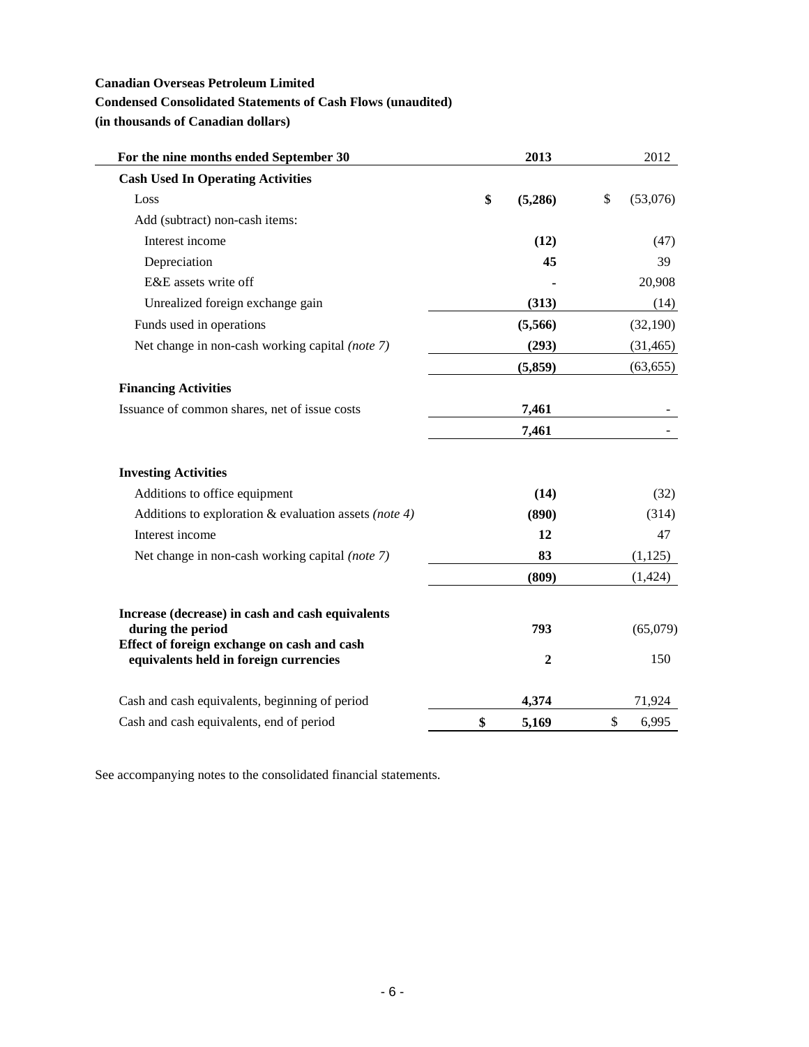**Canadian Overseas Petroleum Limited**

**Condensed Consolidated Statements of Cash Flows (unaudited)**

**(in thousands of Canadian dollars)**

| For the nine months ended September 30 | 2013 | 2012 |
|---|---|---|
| **Cash Used In Operating Activities** | | |
| Loss | **$ (5,286)** | $ (53,076) |
| Add (subtract) non-cash items: | | |
| Interest income | **(12)** | (47) |
| Depreciation | **45** | 39 |
| E&E assets write off | **-** | 20,908 |
| Unrealized foreign exchange gain | **(313)** | (14) |
| Funds used in operations | **(5,566)** | (32,190) |
| Net change in non-cash working capital *(note 7)* | **(293)** | (31,465) |
| | **(5,859)** | (63,655) |
| **Financing Activities** | | |
| Issuance of common shares, net of issue costs | **7,461** | - |
| | **7,461** | - |
| **Investing Activities** | | |
| Additions to office equipment | **(14)** | (32) |
| Additions to exploration & evaluation assets *(note 4)* | **(890)** | (314) |
| Interest income | **12** | 47 |
| Net change in non-cash working capital *(note 7)* | **83** | (1,125) |
| | **(809)** | (1,424) |
| **Increase (decrease) in cash and cash equivalents during the period** | **793** | (65,079) |
| **Effect of foreign exchange on cash and cash equivalents held in foreign currencies** | **2** | 150 |
| Cash and cash equivalents, beginning of period | **4,374** | 71,924 |
| Cash and cash equivalents, end of period | **$ 5,169** | $ 6,995 |

See accompanying notes to the consolidated financial statements.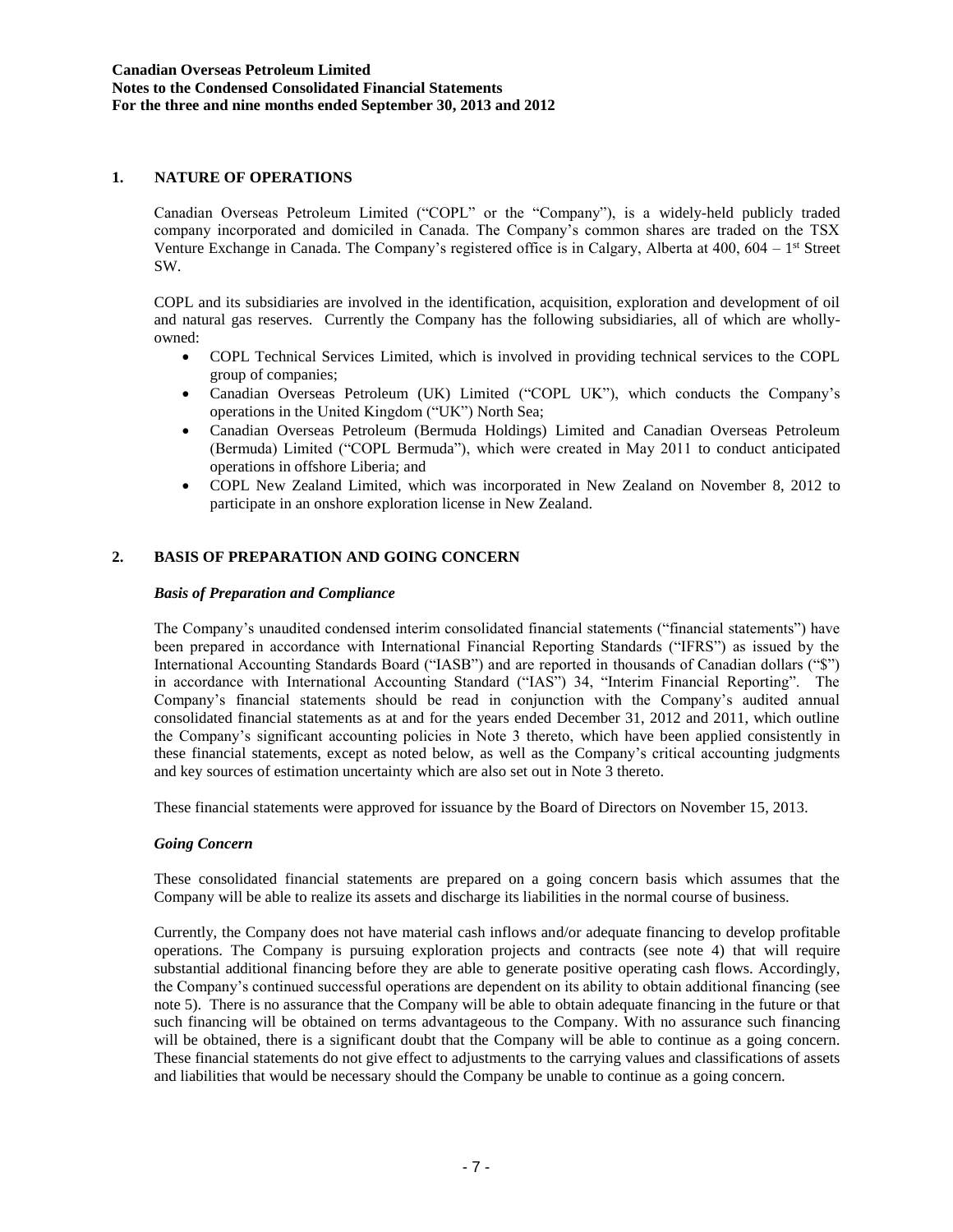## 1. NATURE OF OPERATIONS

Canadian Overseas Petroleum Limited ("COPL" or the "Company"), is a widely-held publicly traded company incorporated and domiciled in Canada. The Company's common shares are traded on the TSX Venture Exchange in Canada. The Company's registered office is in Calgary, Alberta at 400, 604 – 1st Street SW.

COPL and its subsidiaries are involved in the identification, acquisition, exploration and development of oil and natural gas reserves. Currently the Company has the following subsidiaries, all of which are wholly-owned:

- COPL Technical Services Limited, which is involved in providing technical services to the COPL group of companies;
- Canadian Overseas Petroleum (UK) Limited ("COPL UK"), which conducts the Company's operations in the United Kingdom ("UK") North Sea;
- Canadian Overseas Petroleum (Bermuda Holdings) Limited and Canadian Overseas Petroleum (Bermuda) Limited ("COPL Bermuda"), which were created in May 2011 to conduct anticipated operations in offshore Liberia; and
- COPL New Zealand Limited, which was incorporated in New Zealand on November 8, 2012 to participate in an onshore exploration license in New Zealand.

## 2. BASIS OF PREPARATION AND GOING CONCERN

### *Basis of Preparation and Compliance*

The Company's unaudited condensed interim consolidated financial statements ("financial statements") have been prepared in accordance with International Financial Reporting Standards ("IFRS") as issued by the International Accounting Standards Board ("IASB") and are reported in thousands of Canadian dollars ("$") in accordance with International Accounting Standard ("IAS") 34, "Interim Financial Reporting". The Company's financial statements should be read in conjunction with the Company's audited annual consolidated financial statements as at and for the years ended December 31, 2012 and 2011, which outline the Company's significant accounting policies in Note 3 thereto, which have been applied consistently in these financial statements, except as noted below, as well as the Company's critical accounting judgments and key sources of estimation uncertainty which are also set out in Note 3 thereto.

These financial statements were approved for issuance by the Board of Directors on November 15, 2013.

### *Going Concern*

These consolidated financial statements are prepared on a going concern basis which assumes that the Company will be able to realize its assets and discharge its liabilities in the normal course of business.

Currently, the Company does not have material cash inflows and/or adequate financing to develop profitable operations. The Company is pursuing exploration projects and contracts (see note 4) that will require substantial additional financing before they are able to generate positive operating cash flows. Accordingly, the Company's continued successful operations are dependent on its ability to obtain additional financing (see note 5). There is no assurance that the Company will be able to obtain adequate financing in the future or that such financing will be obtained on terms advantageous to the Company. With no assurance such financing will be obtained, there is a significant doubt that the Company will be able to continue as a going concern. These financial statements do not give effect to adjustments to the carrying values and classifications of assets and liabilities that would be necessary should the Company be unable to continue as a going concern.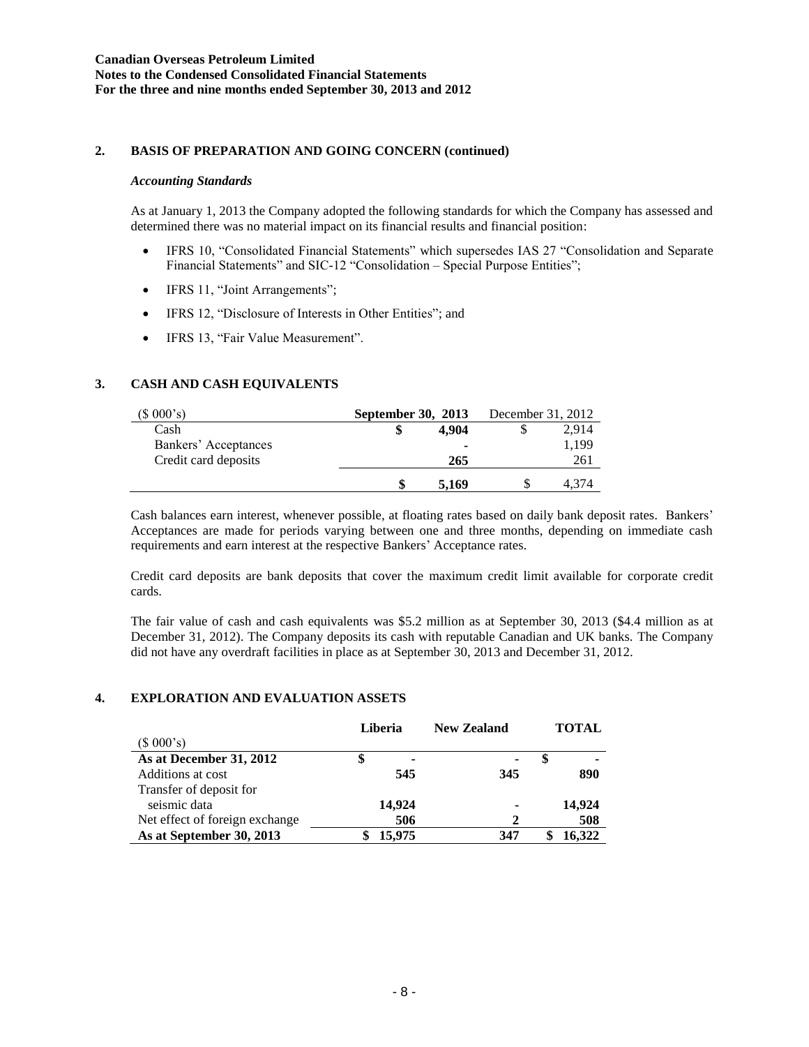## 2. BASIS OF PREPARATION AND GOING CONCERN (continued)

### *Accounting Standards*

As at January 1, 2013 the Company adopted the following standards for which the Company has assessed and determined there was no material impact on its financial results and financial position:

- IFRS 10, "Consolidated Financial Statements" which supersedes IAS 27 "Consolidation and Separate Financial Statements" and SIC-12 "Consolidation – Special Purpose Entities";
- IFRS 11, "Joint Arrangements";
- IFRS 12, "Disclosure of Interests in Other Entities"; and
- IFRS 13, "Fair Value Measurement".

## 3. CASH AND CASH EQUIVALENTS

| ($ 000's) | **September 30, 2013** | December 31, 2012 |
|---|---|---|
| Cash | **$ 4,904** | $ 2,914 |
| Bankers' Acceptances | **-** | 1,199 |
| Credit card deposits | **265** | 261 |
| | **$ 5,169** | $ 4,374 |

Cash balances earn interest, whenever possible, at floating rates based on daily bank deposit rates. Bankers' Acceptances are made for periods varying between one and three months, depending on immediate cash requirements and earn interest at the respective Bankers' Acceptance rates.

Credit card deposits are bank deposits that cover the maximum credit limit available for corporate credit cards.

The fair value of cash and cash equivalents was $5.2 million as at September 30, 2013 ($4.4 million as at December 31, 2012). The Company deposits its cash with reputable Canadian and UK banks. The Company did not have any overdraft facilities in place as at September 30, 2013 and December 31, 2012.

## 4. EXPLORATION AND EVALUATION ASSETS

| ($ 000's) | **Liberia** | **New Zealand** | **TOTAL** |
|---|---|---|---|
| **As at December 31, 2012** | **$ -** | **-** | **$ -** |
| Additions at cost | **545** | **345** | **890** |
| Transfer of deposit for seismic data | **14,924** | **-** | **14,924** |
| Net effect of foreign exchange | **506** | **2** | **508** |
| **As at September 30, 2013** | **$ 15,975** | **347** | **$ 16,322** |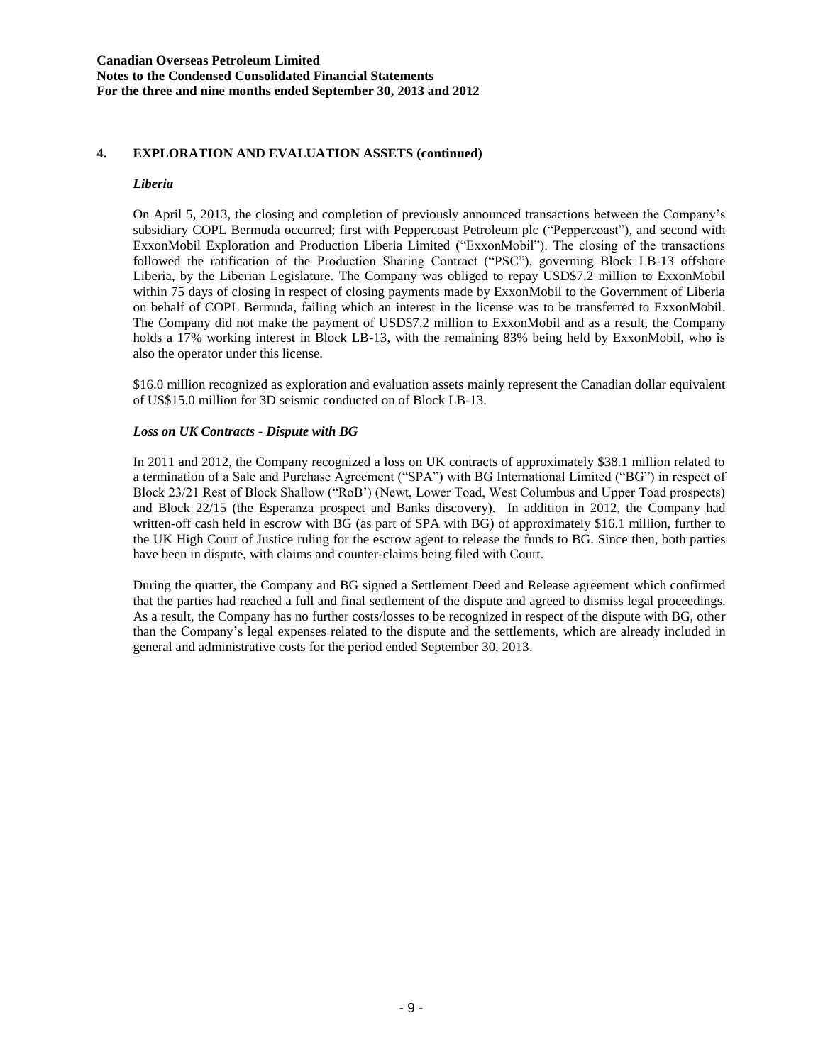## 4. EXPLORATION AND EVALUATION ASSETS (continued)

### *Liberia*

On April 5, 2013, the closing and completion of previously announced transactions between the Company's subsidiary COPL Bermuda occurred; first with Peppercoast Petroleum plc ("Peppercoast"), and second with ExxonMobil Exploration and Production Liberia Limited ("ExxonMobil"). The closing of the transactions followed the ratification of the Production Sharing Contract ("PSC"), governing Block LB-13 offshore Liberia, by the Liberian Legislature. The Company was obliged to repay USD$7.2 million to ExxonMobil within 75 days of closing in respect of closing payments made by ExxonMobil to the Government of Liberia on behalf of COPL Bermuda, failing which an interest in the license was to be transferred to ExxonMobil. The Company did not make the payment of USD$7.2 million to ExxonMobil and as a result, the Company holds a 17% working interest in Block LB-13, with the remaining 83% being held by ExxonMobil, who is also the operator under this license.

$16.0 million recognized as exploration and evaluation assets mainly represent the Canadian dollar equivalent of US$15.0 million for 3D seismic conducted on of Block LB-13.

### *Loss on UK Contracts - Dispute with BG*

In 2011 and 2012, the Company recognized a loss on UK contracts of approximately $38.1 million related to a termination of a Sale and Purchase Agreement ("SPA") with BG International Limited ("BG") in respect of Block 23/21 Rest of Block Shallow ("RoB') (Newt, Lower Toad, West Columbus and Upper Toad prospects) and Block 22/15 (the Esperanza prospect and Banks discovery). In addition in 2012, the Company had written-off cash held in escrow with BG (as part of SPA with BG) of approximately $16.1 million, further to the UK High Court of Justice ruling for the escrow agent to release the funds to BG. Since then, both parties have been in dispute, with claims and counter-claims being filed with Court.

During the quarter, the Company and BG signed a Settlement Deed and Release agreement which confirmed that the parties had reached a full and final settlement of the dispute and agreed to dismiss legal proceedings. As a result, the Company has no further costs/losses to be recognized in respect of the dispute with BG, other than the Company's legal expenses related to the dispute and the settlements, which are already included in general and administrative costs for the period ended September 30, 2013.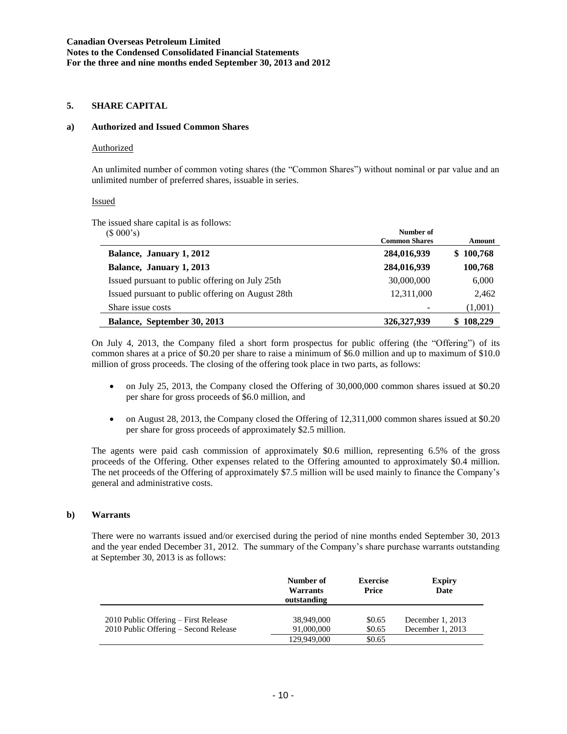## 5. SHARE CAPITAL

### a) Authorized and Issued Common Shares

Authorized

An unlimited number of common voting shares (the "Common Shares") without nominal or par value and an unlimited number of preferred shares, issuable in series.

Issued

The issued share capital is as follows:

| ($ 000's) | Number of Common Shares | Amount |
|---|---|---|
| **Balance, January 1, 2012** | **284,016,939** | **$ 100,768** |
| **Balance, January 1, 2013** | **284,016,939** | **100,768** |
| Issued pursuant to public offering on July 25th | 30,000,000 | 6,000 |
| Issued pursuant to public offering on August 28th | 12,311,000 | 2,462 |
| Share issue costs | - | (1,001) |
| **Balance, September 30, 2013** | **326,327,939** | **$ 108,229** |

On July 4, 2013, the Company filed a short form prospectus for public offering (the "Offering") of its common shares at a price of $0.20 per share to raise a minimum of $6.0 million and up to maximum of $10.0 million of gross proceeds. The closing of the offering took place in two parts, as follows:

- on July 25, 2013, the Company closed the Offering of 30,000,000 common shares issued at $0.20 per share for gross proceeds of $6.0 million, and
- on August 28, 2013, the Company closed the Offering of 12,311,000 common shares issued at $0.20 per share for gross proceeds of approximately $2.5 million.

The agents were paid cash commission of approximately $0.6 million, representing 6.5% of the gross proceeds of the Offering. Other expenses related to the Offering amounted to approximately $0.4 million. The net proceeds of the Offering of approximately $7.5 million will be used mainly to finance the Company's general and administrative costs.

### b) Warrants

There were no warrants issued and/or exercised during the period of nine months ended September 30, 2013 and the year ended December 31, 2012. The summary of the Company's share purchase warrants outstanding at September 30, 2013 is as follows:

| | Number of Warrants outstanding | Exercise Price | Expiry Date |
|---|---|---|---|
| 2010 Public Offering – First Release | 38,949,000 | $0.65 | December 1, 2013 |
| 2010 Public Offering – Second Release | 91,000,000 | $0.65 | December 1, 2013 |
| | 129,949,000 | $0.65 | |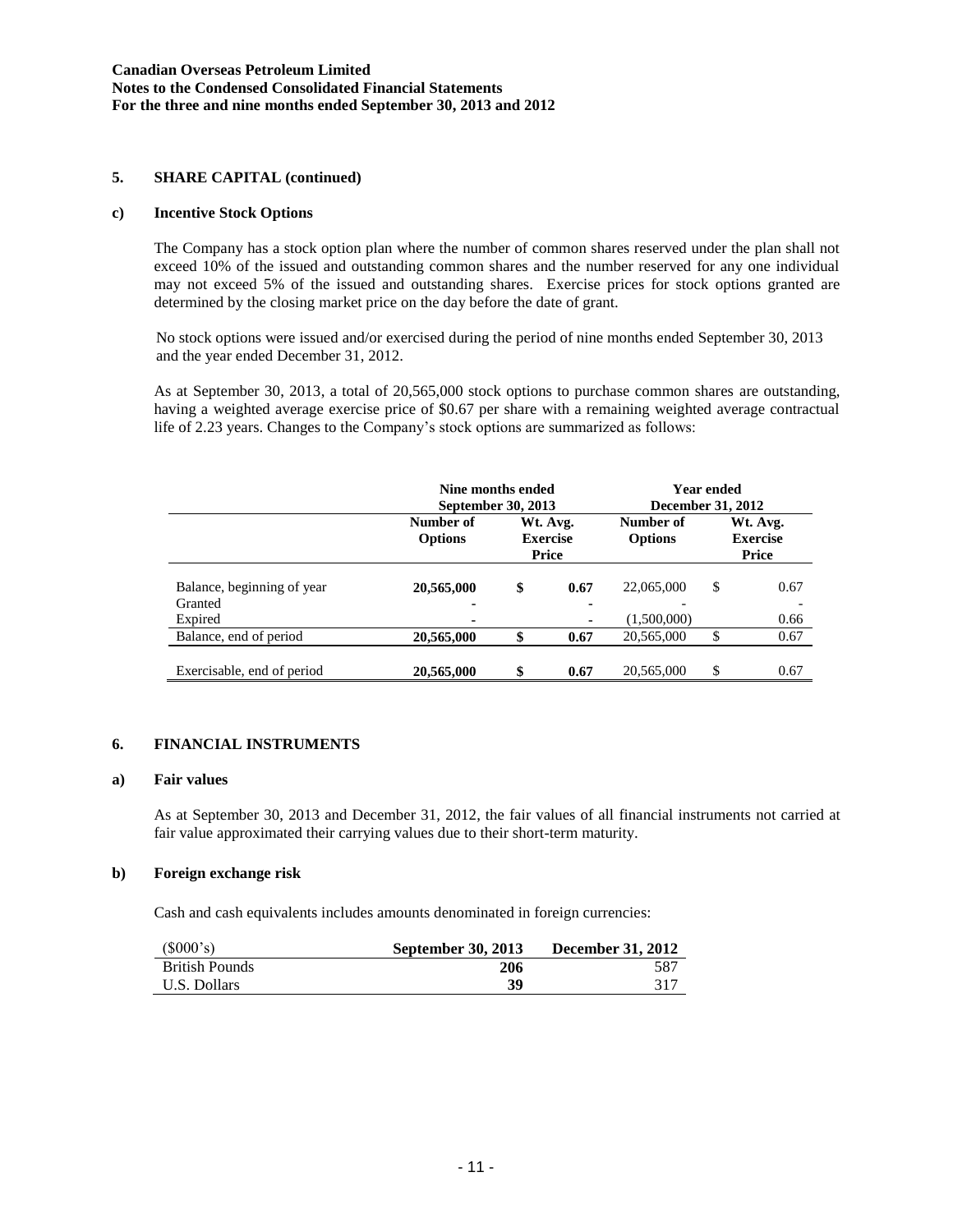## 5. SHARE CAPITAL (continued)

### c) Incentive Stock Options

The Company has a stock option plan where the number of common shares reserved under the plan shall not exceed 10% of the issued and outstanding common shares and the number reserved for any one individual may not exceed 5% of the issued and outstanding shares. Exercise prices for stock options granted are determined by the closing market price on the day before the date of grant.

No stock options were issued and/or exercised during the period of nine months ended September 30, 2013 and the year ended December 31, 2012.

As at September 30, 2013, a total of 20,565,000 stock options to purchase common shares are outstanding, having a weighted average exercise price of $0.67 per share with a remaining weighted average contractual life of 2.23 years. Changes to the Company's stock options are summarized as follows:

| | Nine months ended September 30, 2013 | | Year ended December 31, 2012 | |
|---|---|---|---|---|
| | **Number of Options** | **Wt. Avg. Exercise Price** | **Number of Options** | **Wt. Avg. Exercise Price** |
| Balance, beginning of year | **20,565,000** | **$ 0.67** | 22,065,000 | $ 0.67 |
| Granted | **-** | **-** | - | - |
| Expired | **-** | **-** | (1,500,000) | 0.66 |
| Balance, end of period | **20,565,000** | **$ 0.67** | 20,565,000 | $ 0.67 |
| Exercisable, end of period | **20,565,000** | **$ 0.67** | 20,565,000 | $ 0.67 |

## 6. FINANCIAL INSTRUMENTS

### a) Fair values

As at September 30, 2013 and December 31, 2012, the fair values of all financial instruments not carried at fair value approximated their carrying values due to their short-term maturity.

### b) Foreign exchange risk

Cash and cash equivalents includes amounts denominated in foreign currencies:

| ($000's) | September 30, 2013 | December 31, 2012 |
|---|---|---|
| British Pounds | **206** | 587 |
| U.S. Dollars | **39** | 317 |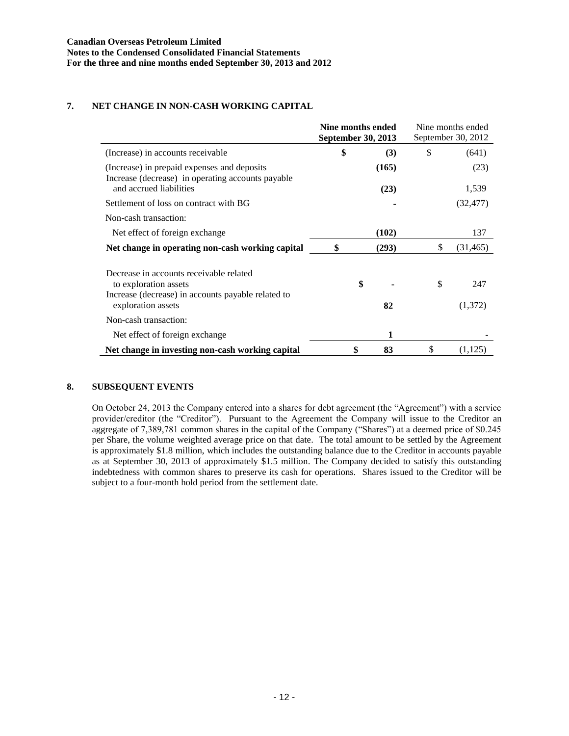**Canadian Overseas Petroleum Limited**
**Notes to the Condensed Consolidated Financial Statements**
**For the three and nine months ended September 30, 2013 and 2012**

## 7. NET CHANGE IN NON-CASH WORKING CAPITAL

| | Nine months ended September 30, 2013 | Nine months ended September 30, 2012 |
|---|---|---|
| (Increase) in accounts receivable | **$ (3)** | $ (641) |
| (Increase) in prepaid expenses and deposits | **(165)** | (23) |
| Increase (decrease) in operating accounts payable and accrued liabilities | **(23)** | 1,539 |
| Settlement of loss on contract with BG | **-** | (32,477) |
| Non-cash transaction: | | |
| Net effect of foreign exchange | **(102)** | 137 |
| **Net change in operating non-cash working capital** | **$ (293)** | $ (31,465) |
| | | |
| Decrease in accounts receivable related to exploration assets | **$ -** | $ 247 |
| Increase (decrease) in accounts payable related to exploration assets | **82** | (1,372) |
| Non-cash transaction: | | |
| Net effect of foreign exchange | **1** | - |
| **Net change in investing non-cash working capital** | **$ 83** | $ (1,125) |

## 8. SUBSEQUENT EVENTS

On October 24, 2013 the Company entered into a shares for debt agreement (the "Agreement") with a service provider/creditor (the "Creditor"). Pursuant to the Agreement the Company will issue to the Creditor an aggregate of 7,389,781 common shares in the capital of the Company ("Shares") at a deemed price of $0.245 per Share, the volume weighted average price on that date. The total amount to be settled by the Agreement is approximately $1.8 million, which includes the outstanding balance due to the Creditor in accounts payable as at September 30, 2013 of approximately $1.5 million. The Company decided to satisfy this outstanding indebtedness with common shares to preserve its cash for operations. Shares issued to the Creditor will be subject to a four-month hold period from the settlement date.